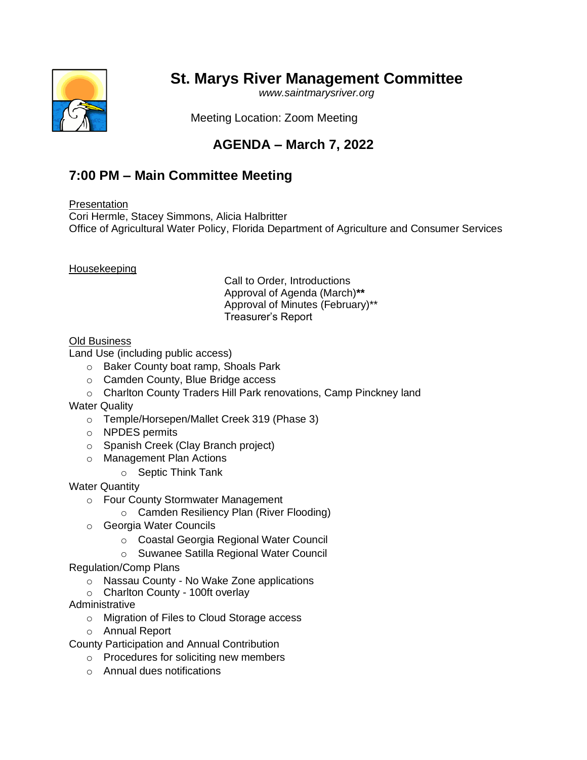# St. Marys River Management Committee

*www.saintmarysriver.org*

Meeting Location: Zoom Meeting

## AGENDA – March 7, 2022

## 7:00 PM – Main Committee Meeting

Presentation

Cori Hermle, Stacey Simmons, Alicia Halbritter
Office of Agricultural Water Policy, Florida Department of Agriculture and Consumer Services

Housekeeping

Call to Order, Introductions
Approval of Agenda (March)**
Approval of Minutes (February)**
Treasurer's Report

Old Business

Land Use (including public access)

- Baker County boat ramp, Shoals Park
- Camden County, Blue Bridge access
- Charlton County Traders Hill Park renovations, Camp Pinckney land

Water Quality

- Temple/Horsepen/Mallet Creek 319 (Phase 3)
- NPDES permits
- Spanish Creek (Clay Branch project)
- Management Plan Actions
  - Septic Think Tank

Water Quantity

- Four County Stormwater Management
  - Camden Resiliency Plan (River Flooding)
- Georgia Water Councils
  - Coastal Georgia Regional Water Council
  - Suwanee Satilla Regional Water Council

Regulation/Comp Plans

- Nassau County - No Wake Zone applications
- Charlton County - 100ft overlay

Administrative

- Migration of Files to Cloud Storage access
- Annual Report

County Participation and Annual Contribution

- Procedures for soliciting new members
- Annual dues notifications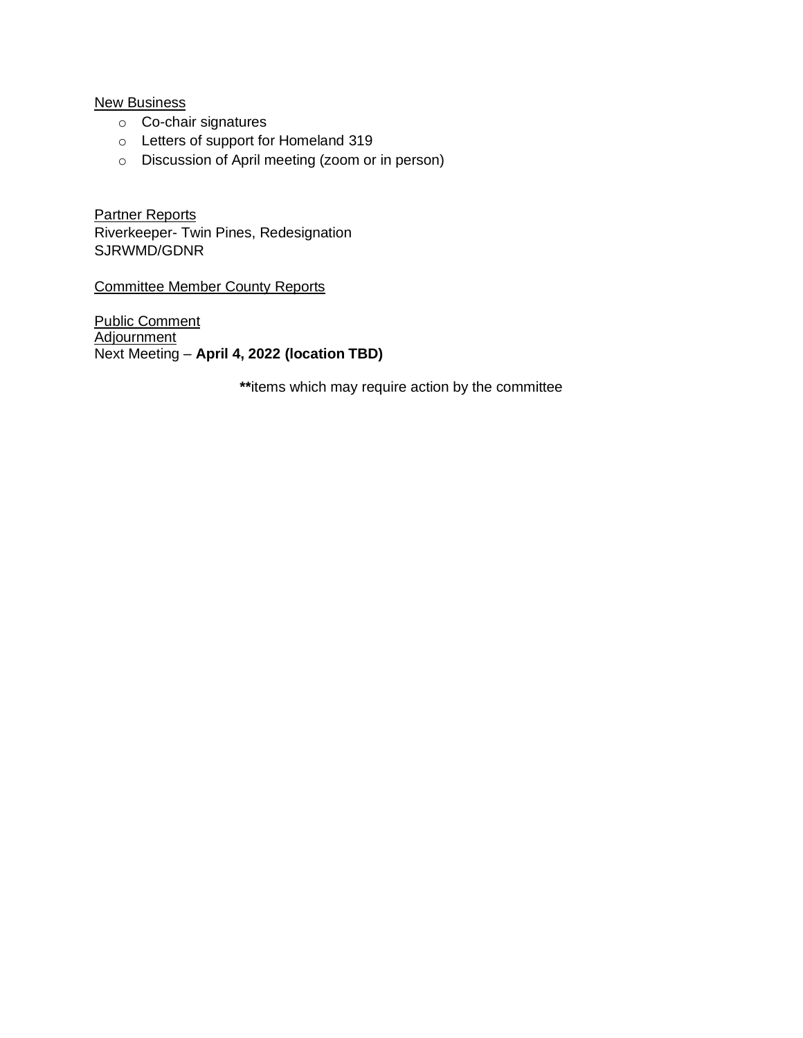<u>New Business</u>

- Co-chair signatures
- Letters of support for Homeland 319
- Discussion of April meeting (zoom or in person)

<u>Partner Reports</u>
Riverkeeper- Twin Pines, Redesignation
SJRWMD/GDNR

<u>Committee Member County Reports</u>

<u>Public Comment</u>
<u>Adjournment</u>
Next Meeting – **April 4, 2022 (location TBD)**

**\*\***items which may require action by the committee